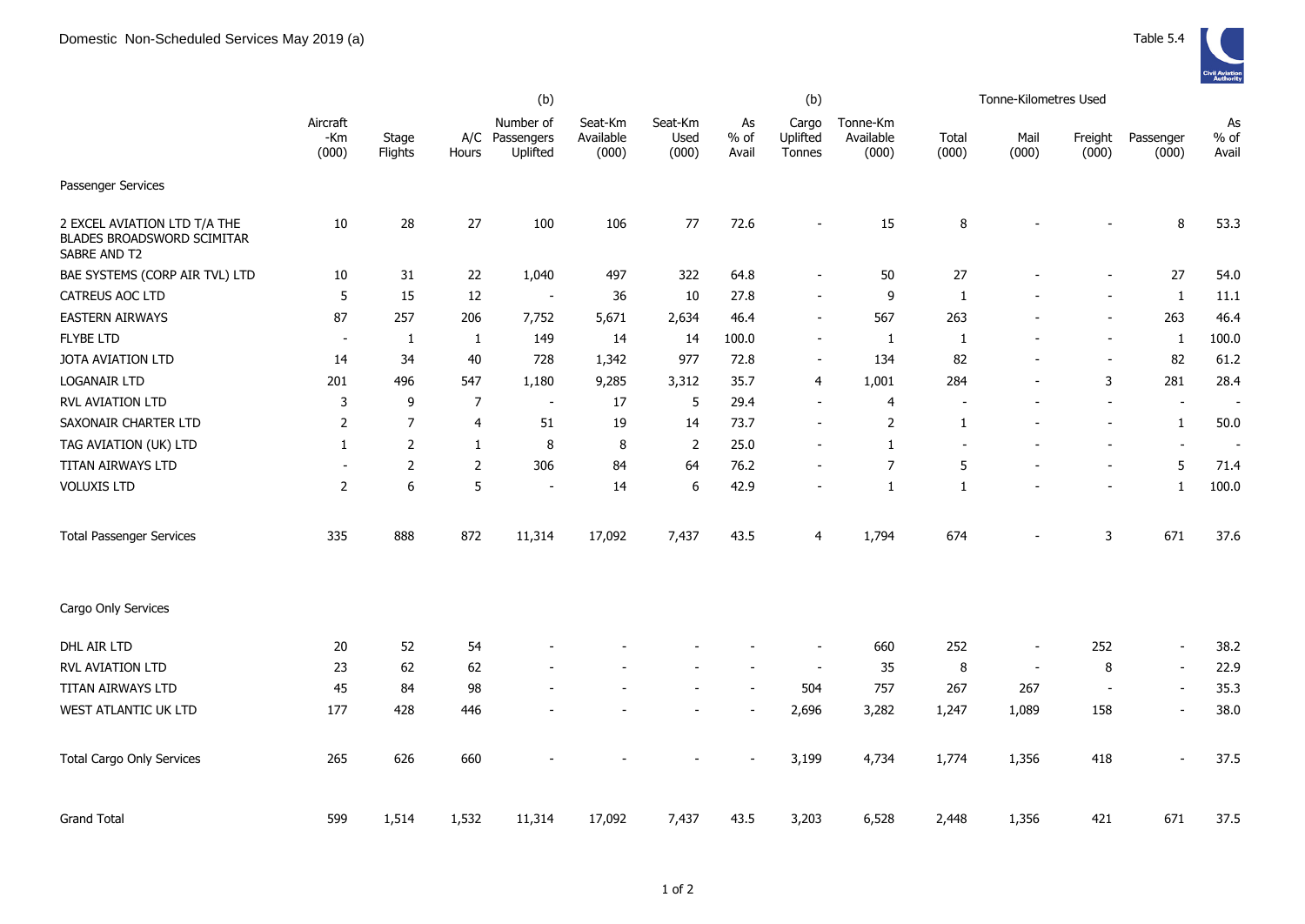# Domestic Non-Scheduled Services May 2019 (a)

Table 5.4

| | Aircraft -Km (000) | Stage Flights | A/C Hours | (b) Number of Passengers Uplifted | Seat-Km Available (000) | Seat-Km Used (000) | As % of Avail | (b) Cargo Uplifted Tonnes | Tonne-Km Available (000) | Tonne-Kilometres Used Total (000) | Mail (000) | Freight (000) | Passenger (000) | As % of Avail |
|---|---|---|---|---|---|---|---|---|---|---|---|---|---|---|
| Passenger Services | | | | | | | | | | | | | | |
| 2 EXCEL AVIATION LTD T/A THE BLADES BROADSWORD SCIMITAR SABRE AND T2 | 10 | 28 | 27 | 100 | 106 | 77 | 72.6 | - | 15 | 8 | - | - | 8 | 53.3 |
| BAE SYSTEMS (CORP AIR TVL) LTD | 10 | 31 | 22 | 1,040 | 497 | 322 | 64.8 | - | 50 | 27 | - | - | 27 | 54.0 |
| CATREUS AOC LTD | 5 | 15 | 12 | - | 36 | 10 | 27.8 | - | 9 | 1 | - | - | 1 | 11.1 |
| EASTERN AIRWAYS | 87 | 257 | 206 | 7,752 | 5,671 | 2,634 | 46.4 | - | 567 | 263 | - | - | 263 | 46.4 |
| FLYBE LTD | - | 1 | 1 | 149 | 14 | 14 | 100.0 | - | 1 | 1 | - | - | 1 | 100.0 |
| JOTA AVIATION LTD | 14 | 34 | 40 | 728 | 1,342 | 977 | 72.8 | - | 134 | 82 | - | - | 82 | 61.2 |
| LOGANAIR LTD | 201 | 496 | 547 | 1,180 | 9,285 | 3,312 | 35.7 | 4 | 1,001 | 284 | - | 3 | 281 | 28.4 |
| RVL AVIATION LTD | 3 | 9 | 7 | - | 17 | 5 | 29.4 | - | 4 | - | - | - | - | - |
| SAXONAIR CHARTER LTD | 2 | 7 | 4 | 51 | 19 | 14 | 73.7 | - | 2 | 1 | - | - | 1 | 50.0 |
| TAG AVIATION (UK) LTD | 1 | 2 | 1 | 8 | 8 | 2 | 25.0 | - | 1 | - | - | - | - | - |
| TITAN AIRWAYS LTD | - | 2 | 2 | 306 | 84 | 64 | 76.2 | - | 7 | 5 | - | - | 5 | 71.4 |
| VOLUXIS LTD | 2 | 6 | 5 | - | 14 | 6 | 42.9 | - | 1 | 1 | - | - | 1 | 100.0 |
| Total Passenger Services | 335 | 888 | 872 | 11,314 | 17,092 | 7,437 | 43.5 | 4 | 1,794 | 674 | - | 3 | 671 | 37.6 |
| Cargo Only Services | | | | | | | | | | | | | | |
| DHL AIR LTD | 20 | 52 | 54 | - | - | - | - | - | 660 | 252 | - | 252 | - | 38.2 |
| RVL AVIATION LTD | 23 | 62 | 62 | - | - | - | - | - | 35 | 8 | - | 8 | - | 22.9 |
| TITAN AIRWAYS LTD | 45 | 84 | 98 | - | - | - | - | 504 | 757 | 267 | 267 | - | - | 35.3 |
| WEST ATLANTIC UK LTD | 177 | 428 | 446 | - | - | - | - | 2,696 | 3,282 | 1,247 | 1,089 | 158 | - | 38.0 |
| Total Cargo Only Services | 265 | 626 | 660 | - | - | - | - | 3,199 | 4,734 | 1,774 | 1,356 | 418 | - | 37.5 |
| Grand Total | 599 | 1,514 | 1,532 | 11,314 | 17,092 | 7,437 | 43.5 | 3,203 | 6,528 | 2,448 | 1,356 | 421 | 671 | 37.5 |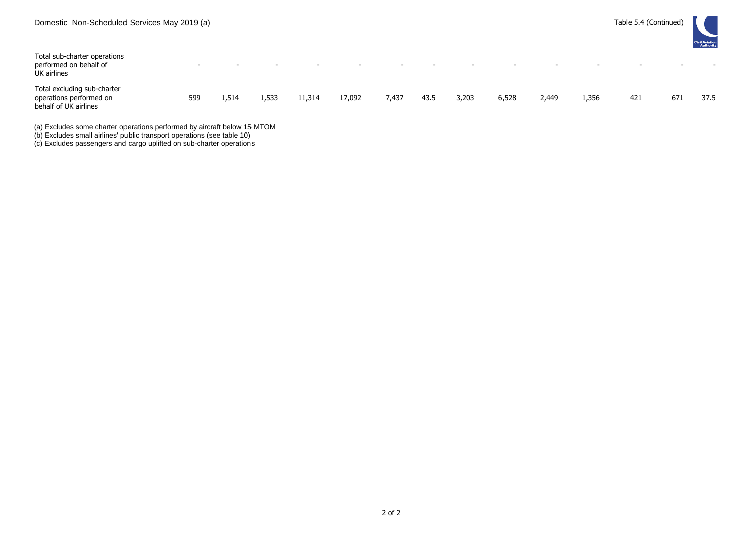Domestic Non-Scheduled Services May 2019 (a)

Table 5.4 (Continued)

| | | | | | | | | | | | | | | |
|---|---|---|---|---|---|---|---|---|---|---|---|---|---|---|
| Total sub-charter operations performed on behalf of UK airlines | - | - | - | - | - | - | - | - | - | - | - | - | - | - |
| Total excluding sub-charter operations performed on behalf of UK airlines | 599 | 1,514 | 1,533 | 11,314 | 17,092 | 7,437 | 43.5 | 3,203 | 6,528 | 2,449 | 1,356 | 421 | 671 | 37.5 |

(a) Excludes some charter operations performed by aircraft below 15 MTOM
(b) Excludes small airlines' public transport operations (see table 10)
(c) Excludes passengers and cargo uplifted on sub-charter operations